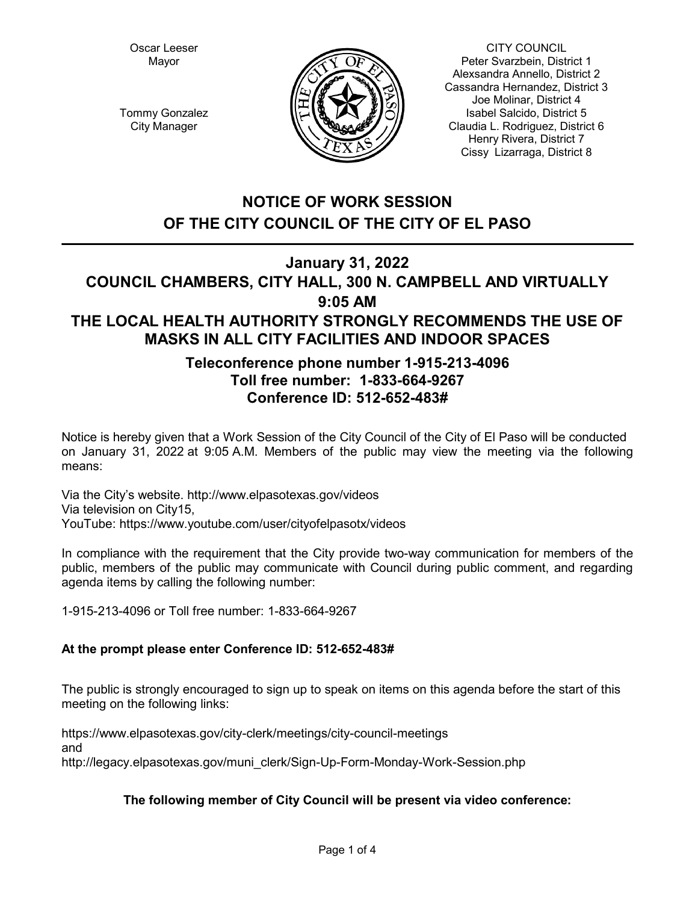Oscar Leeser
Mayor

Tommy Gonzalez
City Manager

CITY COUNCIL
Peter Svarzbein, District 1
Alexsandra Annello, District 2
Cassandra Hernandez, District 3
Joe Molinar, District 4
Isabel Salcido, District 5
Claudia L. Rodriguez, District 6
Henry Rivera, District 7
Cissy Lizarraga, District 8

# NOTICE OF WORK SESSION OF THE CITY COUNCIL OF THE CITY OF EL PASO

## January 31, 2022
## COUNCIL CHAMBERS, CITY HALL, 300 N. CAMPBELL AND VIRTUALLY
## 9:05 AM
## THE LOCAL HEALTH AUTHORITY STRONGLY RECOMMENDS THE USE OF MASKS IN ALL CITY FACILITIES AND INDOOR SPACES

### Teleconference phone number 1-915-213-4096
### Toll free number: 1-833-664-9267
### Conference ID: 512-652-483#

Notice is hereby given that a Work Session of the City Council of the City of El Paso will be conducted on January 31, 2022 at 9:05 A.M. Members of the public may view the meeting via the following means:

Via the City's website. http://www.elpasotexas.gov/videos
Via television on City15,
YouTube: https://www.youtube.com/user/cityofelpasotx/videos

In compliance with the requirement that the City provide two-way communication for members of the public, members of the public may communicate with Council during public comment, and regarding agenda items by calling the following number:

1-915-213-4096 or Toll free number: 1-833-664-9267

**At the prompt please enter Conference ID: 512-652-483#**

The public is strongly encouraged to sign up to speak on items on this agenda before the start of this meeting on the following links:

https://www.elpasotexas.gov/city-clerk/meetings/city-council-meetings
and
http://legacy.elpasotexas.gov/muni_clerk/Sign-Up-Form-Monday-Work-Session.php

**The following member of City Council will be present via video conference:**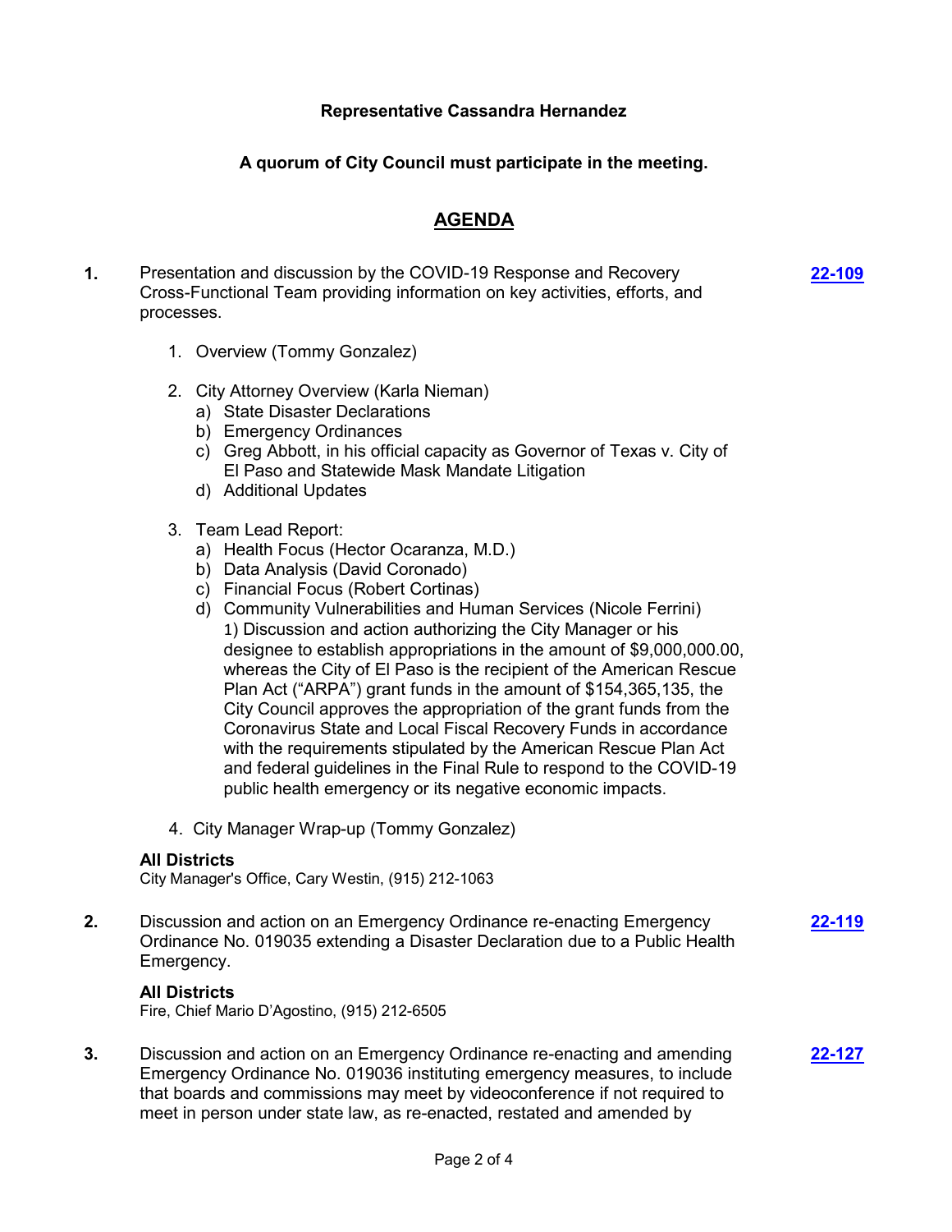**Representative Cassandra Hernandez**

**A quorum of City Council must participate in the meeting.**

## AGENDA

**1.** Presentation and discussion by the COVID-19 Response and Recovery Cross-Functional Team providing information on key activities, efforts, and processes. **[22-109]**

1. Overview (Tommy Gonzalez)
2. City Attorney Overview (Karla Nieman)
   a) State Disaster Declarations
   b) Emergency Ordinances
   c) Greg Abbott, in his official capacity as Governor of Texas v. City of El Paso and Statewide Mask Mandate Litigation
   d) Additional Updates
3. Team Lead Report:
   a) Health Focus (Hector Ocaranza, M.D.)
   b) Data Analysis (David Coronado)
   c) Financial Focus (Robert Cortinas)
   d) Community Vulnerabilities and Human Services (Nicole Ferrini)
      1) Discussion and action authorizing the City Manager or his designee to establish appropriations in the amount of $9,000,000.00, whereas the City of El Paso is the recipient of the American Rescue Plan Act ("ARPA") grant funds in the amount of $154,365,135, the City Council approves the appropriation of the grant funds from the Coronavirus State and Local Fiscal Recovery Funds in accordance with the requirements stipulated by the American Rescue Plan Act and federal guidelines in the Final Rule to respond to the COVID-19 public health emergency or its negative economic impacts.
4. City Manager Wrap-up (Tommy Gonzalez)

**All Districts**
City Manager's Office, Cary Westin, (915) 212-1063

**2.** Discussion and action on an Emergency Ordinance re-enacting Emergency Ordinance No. 019035 extending a Disaster Declaration due to a Public Health Emergency. **[22-119]**

**All Districts**
Fire, Chief Mario D'Agostino, (915) 212-6505

**3.** Discussion and action on an Emergency Ordinance re-enacting and amending Emergency Ordinance No. 019036 instituting emergency measures, to include that boards and commissions may meet by videoconference if not required to meet in person under state law, as re-enacted, restated and amended by **[22-127]**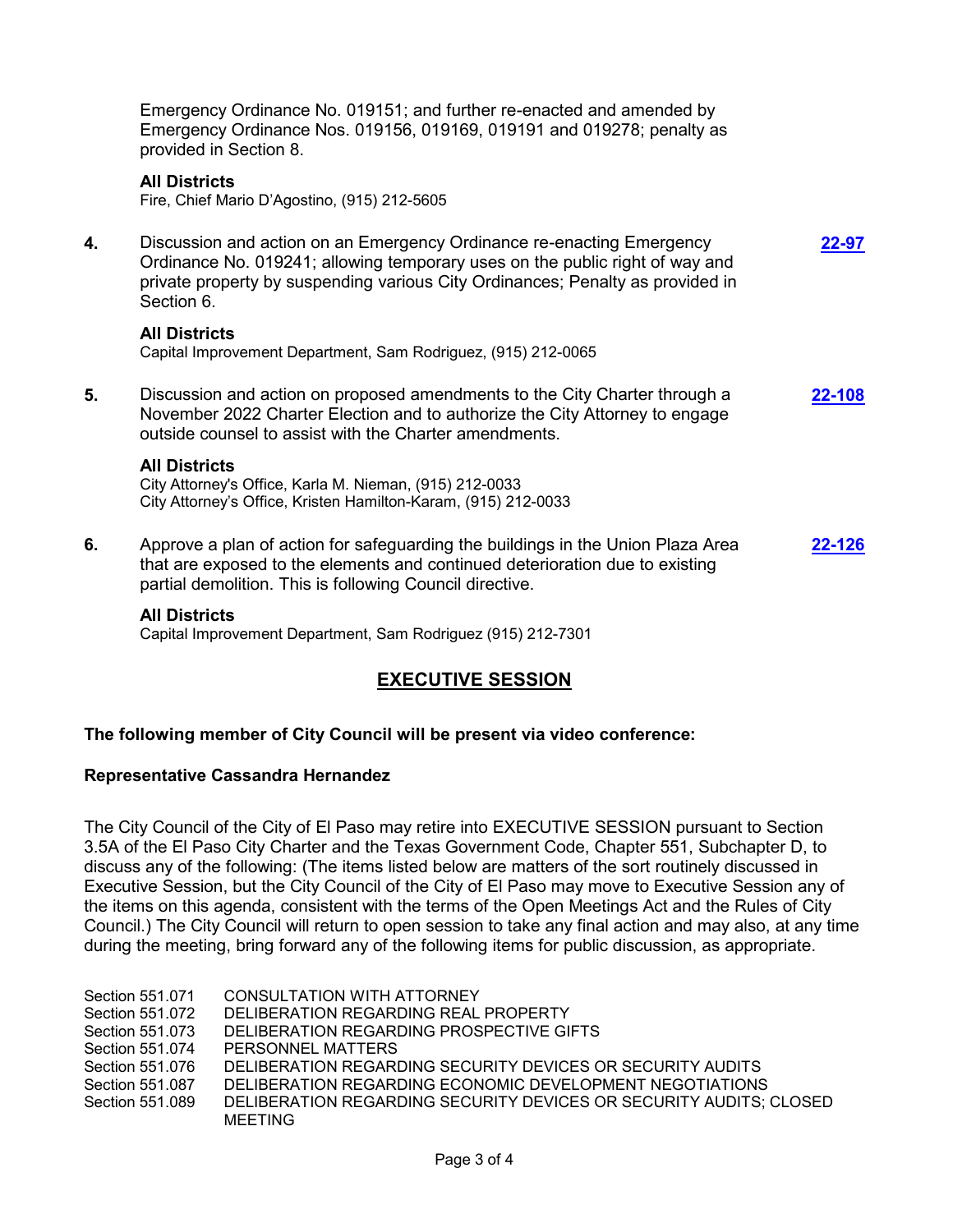Emergency Ordinance No. 019151; and further re-enacted and amended by Emergency Ordinance Nos. 019156, 019169, 019191 and 019278; penalty as provided in Section 8.

**All Districts**
Fire, Chief Mario D'Agostino, (915) 212-5605

**4.** Discussion and action on an Emergency Ordinance re-enacting Emergency Ordinance No. 019241; allowing temporary uses on the public right of way and private property by suspending various City Ordinances; Penalty as provided in Section 6. **22-97**

**All Districts**
Capital Improvement Department, Sam Rodriguez, (915) 212-0065

**5.** Discussion and action on proposed amendments to the City Charter through a November 2022 Charter Election and to authorize the City Attorney to engage outside counsel to assist with the Charter amendments. **22-108**

**All Districts**
City Attorney's Office, Karla M. Nieman, (915) 212-0033
City Attorney's Office, Kristen Hamilton-Karam, (915) 212-0033

**6.** Approve a plan of action for safeguarding the buildings in the Union Plaza Area that are exposed to the elements and continued deterioration due to existing partial demolition. This is following Council directive. **22-126**

**All Districts**
Capital Improvement Department, Sam Rodriguez (915) 212-7301

## EXECUTIVE SESSION

**The following member of City Council will be present via video conference:**

**Representative Cassandra Hernandez**

The City Council of the City of El Paso may retire into EXECUTIVE SESSION pursuant to Section 3.5A of the El Paso City Charter and the Texas Government Code, Chapter 551, Subchapter D, to discuss any of the following: (The items listed below are matters of the sort routinely discussed in Executive Session, but the City Council of the City of El Paso may move to Executive Session any of the items on this agenda, consistent with the terms of the Open Meetings Act and the Rules of City Council.) The City Council will return to open session to take any final action and may also, at any time during the meeting, bring forward any of the following items for public discussion, as appropriate.

| | |
|---|---|
| Section 551.071 | CONSULTATION WITH ATTORNEY |
| Section 551.072 | DELIBERATION REGARDING REAL PROPERTY |
| Section 551.073 | DELIBERATION REGARDING PROSPECTIVE GIFTS |
| Section 551.074 | PERSONNEL MATTERS |
| Section 551.076 | DELIBERATION REGARDING SECURITY DEVICES OR SECURITY AUDITS |
| Section 551.087 | DELIBERATION REGARDING ECONOMIC DEVELOPMENT NEGOTIATIONS |
| Section 551.089 | DELIBERATION REGARDING SECURITY DEVICES OR SECURITY AUDITS; CLOSED MEETING |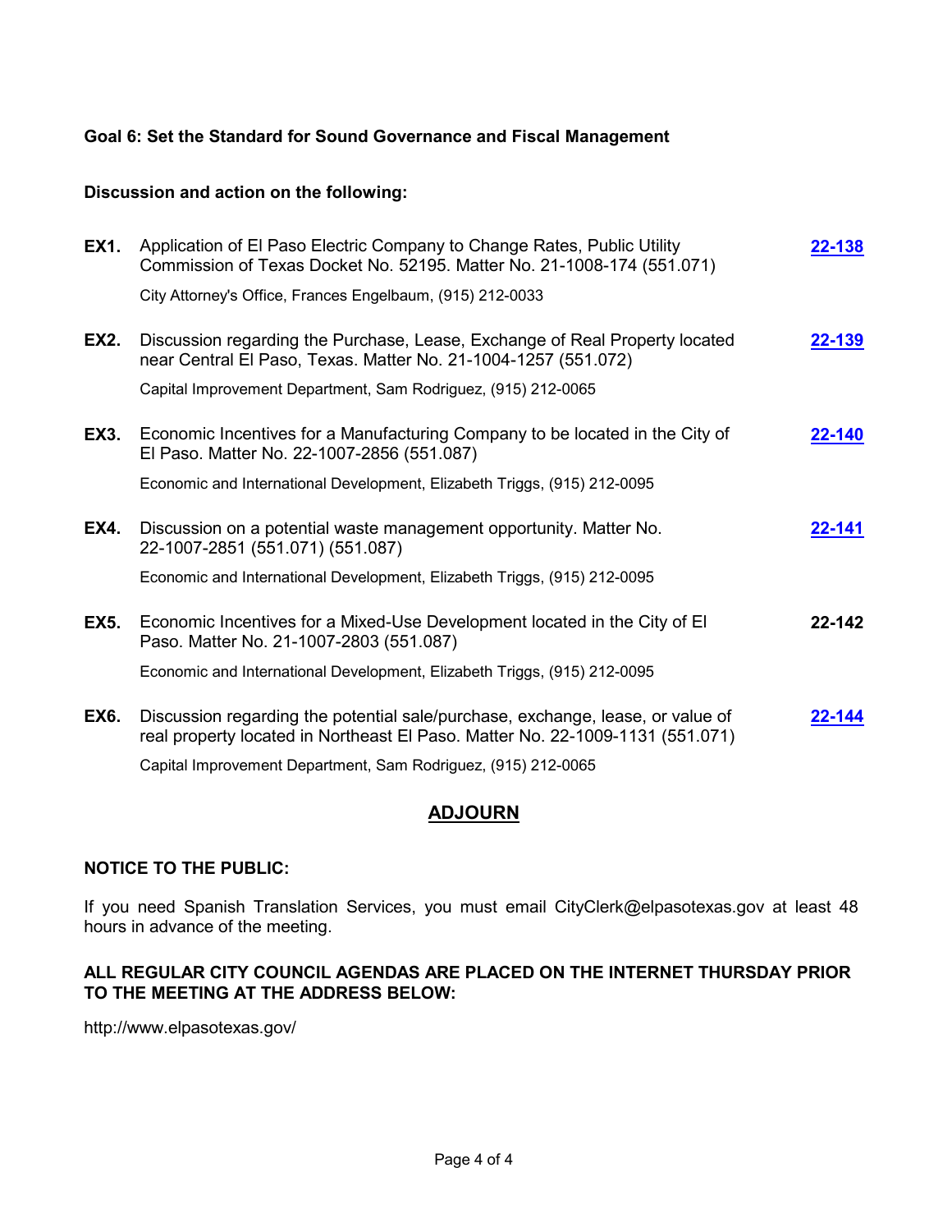**Goal 6: Set the Standard for Sound Governance and Fiscal Management**

**Discussion and action on the following:**

**EX1.** Application of El Paso Electric Company to Change Rates, Public Utility Commission of Texas Docket No. 52195. Matter No. 21-1008-174 (551.071) **22-138**

City Attorney's Office, Frances Engelbaum, (915) 212-0033

**EX2.** Discussion regarding the Purchase, Lease, Exchange of Real Property located near Central El Paso, Texas. Matter No. 21-1004-1257 (551.072) **22-139**

Capital Improvement Department, Sam Rodriguez, (915) 212-0065

**EX3.** Economic Incentives for a Manufacturing Company to be located in the City of El Paso. Matter No. 22-1007-2856 (551.087) **22-140**

Economic and International Development, Elizabeth Triggs, (915) 212-0095

**EX4.** Discussion on a potential waste management opportunity. Matter No. 22-1007-2851 (551.071) (551.087) **22-141**

Economic and International Development, Elizabeth Triggs, (915) 212-0095

**EX5.** Economic Incentives for a Mixed-Use Development located in the City of El Paso. Matter No. 21-1007-2803 (551.087) **22-142**

Economic and International Development, Elizabeth Triggs, (915) 212-0095

**EX6.** Discussion regarding the potential sale/purchase, exchange, lease, or value of real property located in Northeast El Paso. Matter No. 22-1009-1131 (551.071) **22-144**

Capital Improvement Department, Sam Rodriguez, (915) 212-0065

## ADJOURN

**NOTICE TO THE PUBLIC:**

If you need Spanish Translation Services, you must email CityClerk@elpasotexas.gov at least 48 hours in advance of the meeting.

**ALL REGULAR CITY COUNCIL AGENDAS ARE PLACED ON THE INTERNET THURSDAY PRIOR TO THE MEETING AT THE ADDRESS BELOW:**

http://www.elpasotexas.gov/